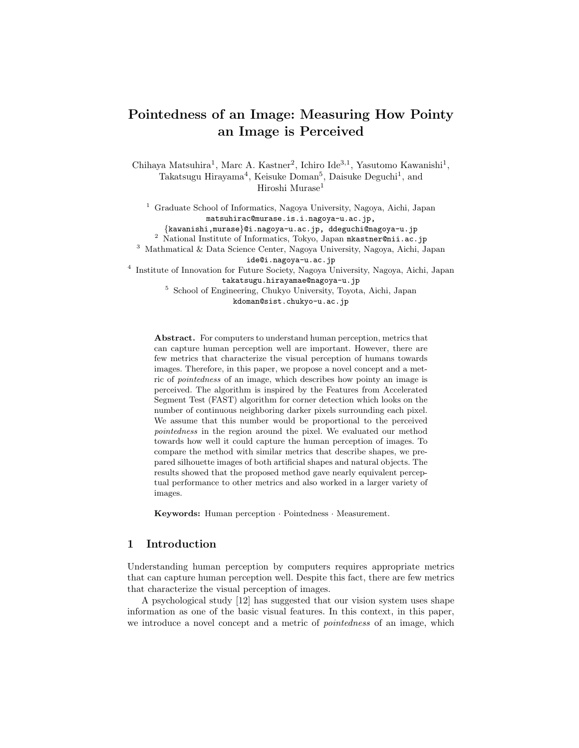# Pointedness of an Image: Measuring How Pointy an Image is Perceived

Chihaya Matsuhira[1], Marc A. Kastner[2], Ichiro Ide[3,1], Yasutomo Kawanishi[1], Takatsugu Hirayama[4], Keisuke Doman[5], Daisuke Deguchi[1], and Hiroshi Murase[1]

[1] Graduate School of Informatics, Nagoya University, Nagoya, Aichi, Japan
matsuhirac@murase.is.i.nagoya-u.ac.jp,
{kawanishi,murase}@i.nagoya-u.ac.jp, ddeguchi@nagoya-u.jp

[2] National Institute of Informatics, Tokyo, Japan mkastner@nii.ac.jp

[3] Mathmatical & Data Science Center, Nagoya University, Nagoya, Aichi, Japan
ide@i.nagoya-u.ac.jp

[4] Institute of Innovation for Future Society, Nagoya University, Nagoya, Aichi, Japan
takatsugu.hirayamae@nagoya-u.jp

[5] School of Engineering, Chukyo University, Toyota, Aichi, Japan
kdoman@sist.chukyo-u.ac.jp

**Abstract.** For computers to understand human perception, metrics that can capture human perception well are important. However, there are few metrics that characterize the visual perception of humans towards images. Therefore, in this paper, we propose a novel concept and a metric of *pointedness* of an image, which describes how pointy an image is perceived. The algorithm is inspired by the Features from Accelerated Segment Test (FAST) algorithm for corner detection which looks on the number of continuous neighboring darker pixels surrounding each pixel. We assume that this number would be proportional to the perceived *pointedness* in the region around the pixel. We evaluated our method towards how well it could capture the human perception of images. To compare the method with similar metrics that describe shapes, we prepared silhouette images of both artificial shapes and natural objects. The results showed that the proposed method gave nearly equivalent perceptual performance to other metrics and also worked in a larger variety of images.

**Keywords:** Human perception · Pointedness · Measurement.

## 1 Introduction

Understanding human perception by computers requires appropriate metrics that can capture human perception well. Despite this fact, there are few metrics that characterize the visual perception of images.

A psychological study [12] has suggested that our vision system uses shape information as one of the basic visual features. In this context, in this paper, we introduce a novel concept and a metric of *pointedness* of an image, which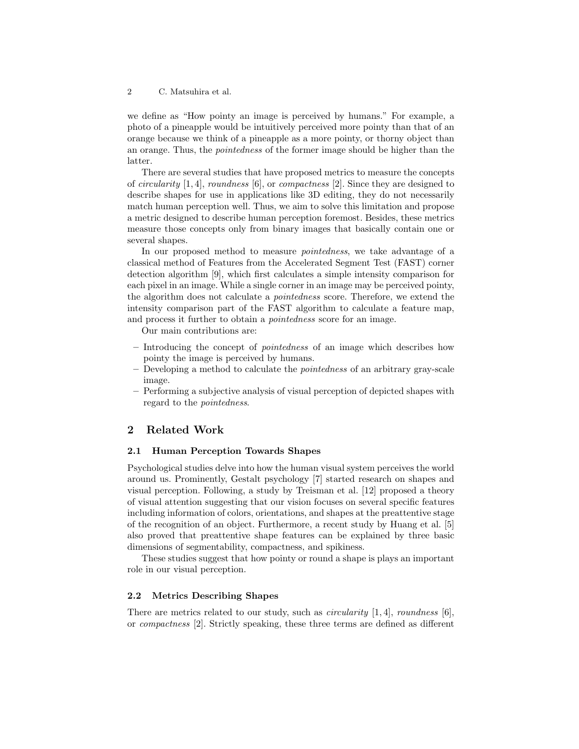we define as "How pointy an image is perceived by humans." For example, a photo of a pineapple would be intuitively perceived more pointy than that of an orange because we think of a pineapple as a more pointy, or thorny object than an orange. Thus, the *pointedness* of the former image should be higher than the latter.

There are several studies that have proposed metrics to measure the concepts of *circularity* [1, 4], *roundness* [6], or *compactness* [2]. Since they are designed to describe shapes for use in applications like 3D editing, they do not necessarily match human perception well. Thus, we aim to solve this limitation and propose a metric designed to describe human perception foremost. Besides, these metrics measure those concepts only from binary images that basically contain one or several shapes.

In our proposed method to measure *pointedness*, we take advantage of a classical method of Features from the Accelerated Segment Test (FAST) corner detection algorithm [9], which first calculates a simple intensity comparison for each pixel in an image. While a single corner in an image may be perceived pointy, the algorithm does not calculate a *pointedness* score. Therefore, we extend the intensity comparison part of the FAST algorithm to calculate a feature map, and process it further to obtain a *pointedness* score for an image.

Our main contributions are:

- Introducing the concept of *pointedness* of an image which describes how pointy the image is perceived by humans.
- Developing a method to calculate the *pointedness* of an arbitrary gray-scale image.
- Performing a subjective analysis of visual perception of depicted shapes with regard to the *pointedness*.

## 2 Related Work

### 2.1 Human Perception Towards Shapes

Psychological studies delve into how the human visual system perceives the world around us. Prominently, Gestalt psychology [7] started research on shapes and visual perception. Following, a study by Treisman et al. [12] proposed a theory of visual attention suggesting that our vision focuses on several specific features including information of colors, orientations, and shapes at the preattentive stage of the recognition of an object. Furthermore, a recent study by Huang et al. [5] also proved that preattentive shape features can be explained by three basic dimensions of segmentability, compactness, and spikiness.

These studies suggest that how pointy or round a shape is plays an important role in our visual perception.

### 2.2 Metrics Describing Shapes

There are metrics related to our study, such as *circularity* [1, 4], *roundness* [6], or *compactness* [2]. Strictly speaking, these three terms are defined as different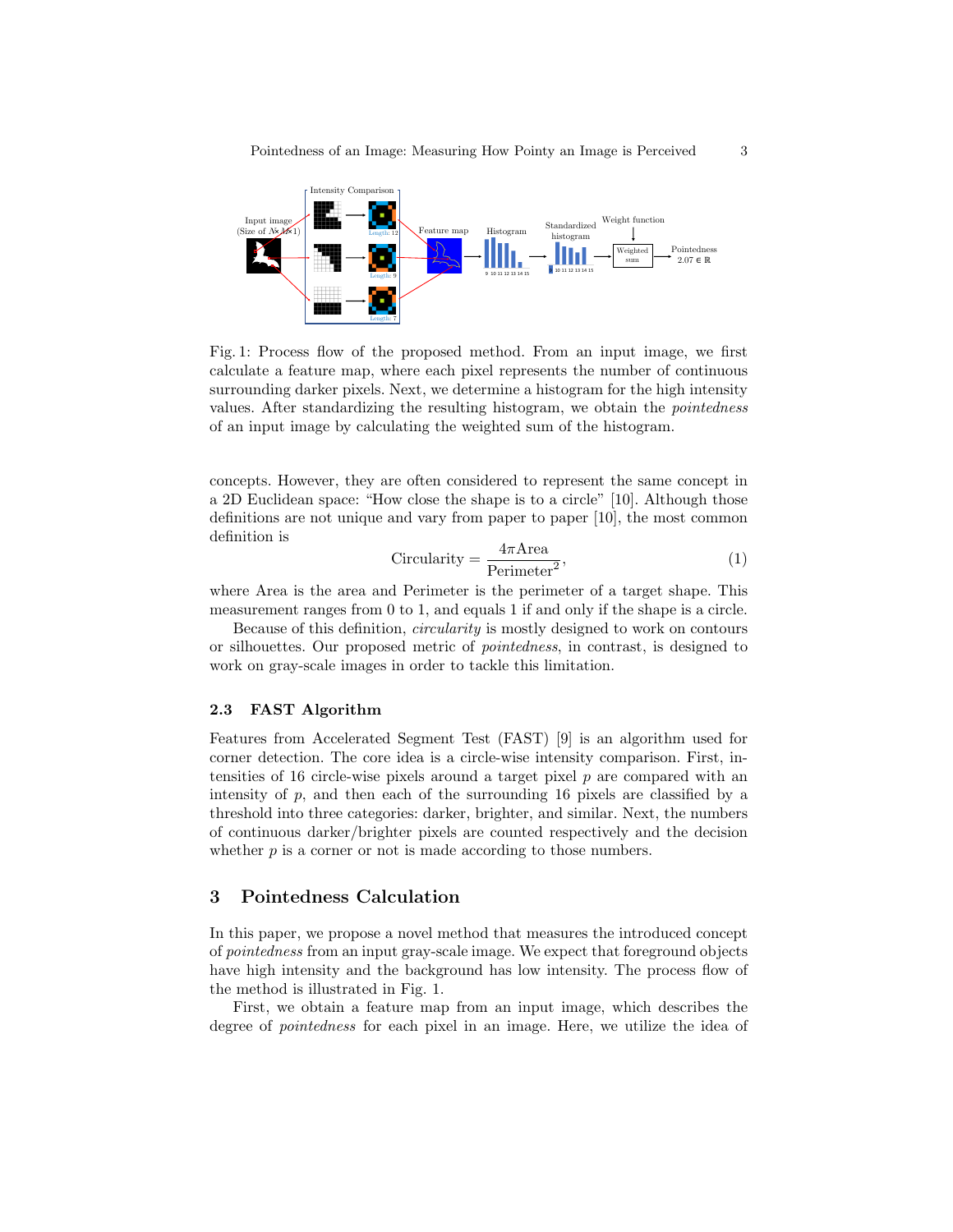Fig. 1: Process flow of the proposed method. From an input image, we first calculate a feature map, where each pixel represents the number of continuous surrounding darker pixels. Next, we determine a histogram for the high intensity values. After standardizing the resulting histogram, we obtain the *pointedness* of an input image by calculating the weighted sum of the histogram.

concepts. However, they are often considered to represent the same concept in a 2D Euclidean space: "How close the shape is to a circle" [10]. Although those definitions are not unique and vary from paper to paper [10], the most common definition is

$$\text{Circularity} = \frac{4\pi\text{Area}}{\text{Perimeter}^2}, \tag{1}$$

where Area is the area and Perimeter is the perimeter of a target shape. This measurement ranges from 0 to 1, and equals 1 if and only if the shape is a circle.

Because of this definition, *circularity* is mostly designed to work on contours or silhouettes. Our proposed metric of *pointedness*, in contrast, is designed to work on gray-scale images in order to tackle this limitation.

### 2.3 FAST Algorithm

Features from Accelerated Segment Test (FAST) [9] is an algorithm used for corner detection. The core idea is a circle-wise intensity comparison. First, intensities of 16 circle-wise pixels around a target pixel $p$ are compared with an intensity of $p$, and then each of the surrounding 16 pixels are classified by a threshold into three categories: darker, brighter, and similar. Next, the numbers of continuous darker/brighter pixels are counted respectively and the decision whether $p$ is a corner or not is made according to those numbers.

## 3 Pointedness Calculation

In this paper, we propose a novel method that measures the introduced concept of *pointedness* from an input gray-scale image. We expect that foreground objects have high intensity and the background has low intensity. The process flow of the method is illustrated in Fig. 1.

First, we obtain a feature map from an input image, which describes the degree of *pointedness* for each pixel in an image. Here, we utilize the idea of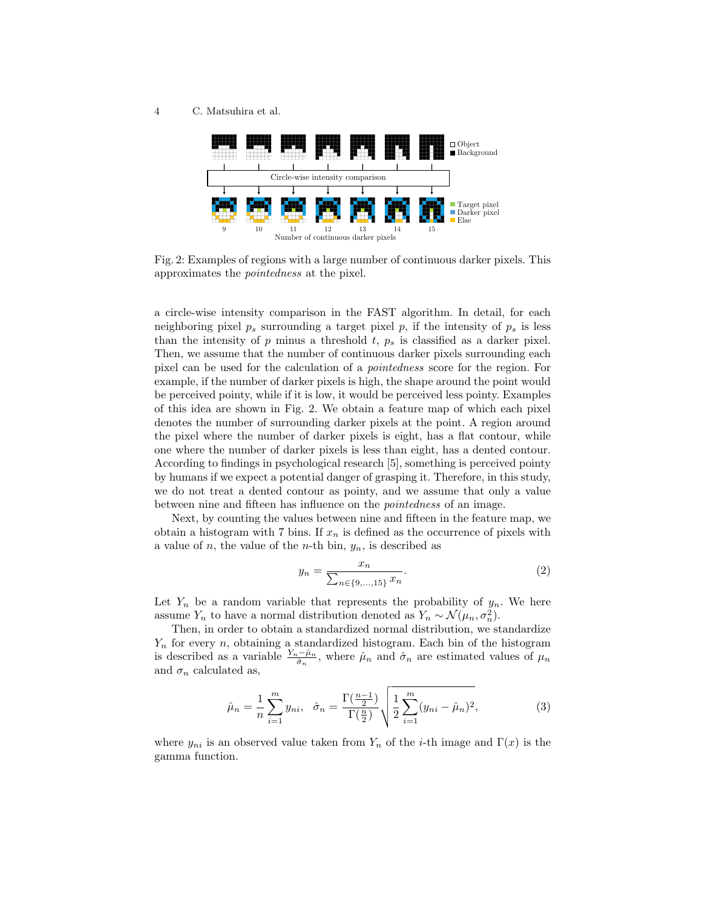Fig. 2: Examples of regions with a large number of continuous darker pixels. This approximates the *pointedness* at the pixel.

a circle-wise intensity comparison in the FAST algorithm. In detail, for each neighboring pixel $p_s$ surrounding a target pixel $p$, if the intensity of $p_s$ is less than the intensity of $p$ minus a threshold $t$, $p_s$ is classified as a darker pixel. Then, we assume that the number of continuous darker pixels surrounding each pixel can be used for the calculation of a *pointedness* score for the region. For example, if the number of darker pixels is high, the shape around the point would be perceived pointy, while if it is low, it would be perceived less pointy. Examples of this idea are shown in Fig. 2. We obtain a feature map of which each pixel denotes the number of surrounding darker pixels at the point. A region around the pixel where the number of darker pixels is eight, has a flat contour, while one where the number of darker pixels is less than eight, has a dented contour. According to findings in psychological research [5], something is perceived pointy by humans if we expect a potential danger of grasping it. Therefore, in this study, we do not treat a dented contour as pointy, and we assume that only a value between nine and fifteen has influence on the *pointedness* of an image.

Next, by counting the values between nine and fifteen in the feature map, we obtain a histogram with 7 bins. If $x_n$ is defined as the occurrence of pixels with a value of $n$, the value of the $n$-th bin, $y_n$, is described as

$$y_n = \frac{x_n}{\sum_{n \in \{9,\ldots,15\}} x_n}. \tag{2}$$

Let $Y_n$ be a random variable that represents the probability of $y_n$. We here assume $Y_n$ to have a normal distribution denoted as $Y_n \sim \mathcal{N}(\mu_n, \sigma_n^2)$.

Then, in order to obtain a standardized normal distribution, we standardize $Y_n$ for every $n$, obtaining a standardized histogram. Each bin of the histogram is described as a variable $\frac{Y_n - \hat{\mu}_n}{\hat{\sigma}_n}$, where $\hat{\mu}_n$ and $\hat{\sigma}_n$ are estimated values of $\mu_n$ and $\sigma_n$ calculated as,

$$\hat{\mu}_n = \frac{1}{n}\sum_{i=1}^{m} y_{ni}, \quad \hat{\sigma}_n = \frac{\Gamma(\frac{n-1}{2})}{\Gamma(\frac{n}{2})}\sqrt{\frac{1}{2}\sum_{i=1}^{m}(y_{ni} - \hat{\mu}_n)^2}, \tag{3}$$

where $y_{ni}$ is an observed value taken from $Y_n$ of the $i$-th image and $\Gamma(x)$ is the gamma function.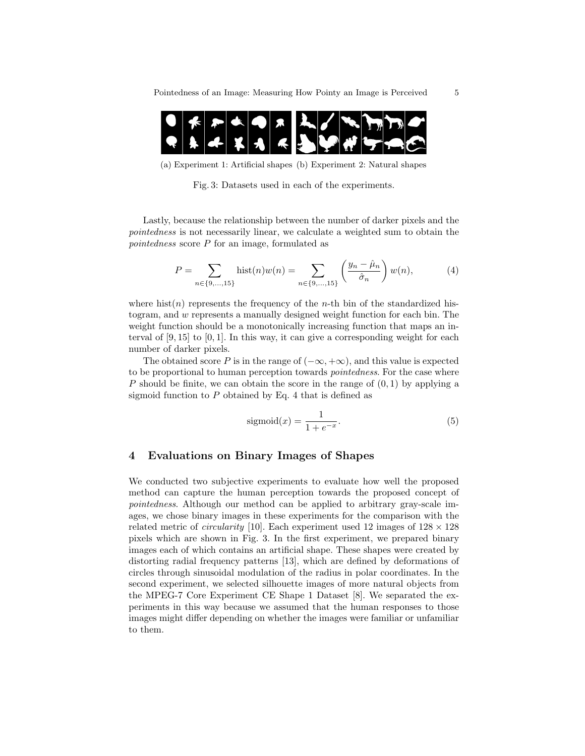(a) Experiment 1: Artificial shapes (b) Experiment 2: Natural shapes

Fig. 3: Datasets used in each of the experiments.

Lastly, because the relationship between the number of darker pixels and the *pointedness* is not necessarily linear, we calculate a weighted sum to obtain the *pointedness* score $P$ for an image, formulated as

$$P = \sum_{n \in \{9,\ldots,15\}} \text{hist}(n) w(n) = \sum_{n \in \{9,\ldots,15\}} \left( \frac{y_n - \hat{\mu}_n}{\hat{\sigma}_n} \right) w(n), \tag{4}$$

where $\text{hist}(n)$ represents the frequency of the $n$-th bin of the standardized histogram, and $w$ represents a manually designed weight function for each bin. The weight function should be a monotonically increasing function that maps an interval of $[9, 15]$ to $[0, 1]$. In this way, it can give a corresponding weight for each number of darker pixels.

The obtained score $P$ is in the range of $(-\infty, +\infty)$, and this value is expected to be proportional to human perception towards *pointedness*. For the case where $P$ should be finite, we can obtain the score in the range of $(0, 1)$ by applying a sigmoid function to $P$ obtained by Eq. 4 that is defined as

$$\text{sigmoid}(x) = \frac{1}{1 + e^{-x}}. \tag{5}$$

## 4 Evaluations on Binary Images of Shapes

We conducted two subjective experiments to evaluate how well the proposed method can capture the human perception towards the proposed concept of *pointedness*. Although our method can be applied to arbitrary gray-scale images, we chose binary images in these experiments for the comparison with the related metric of *circularity* [10]. Each experiment used 12 images of $128 \times 128$ pixels which are shown in Fig. 3. In the first experiment, we prepared binary images each of which contains an artificial shape. These shapes were created by distorting radial frequency patterns [13], which are defined by deformations of circles through sinusoidal modulation of the radius in polar coordinates. In the second experiment, we selected silhouette images of more natural objects from the MPEG-7 Core Experiment CE Shape 1 Dataset [8]. We separated the experiments in this way because we assumed that the human responses to those images might differ depending on whether the images were familiar or unfamiliar to them.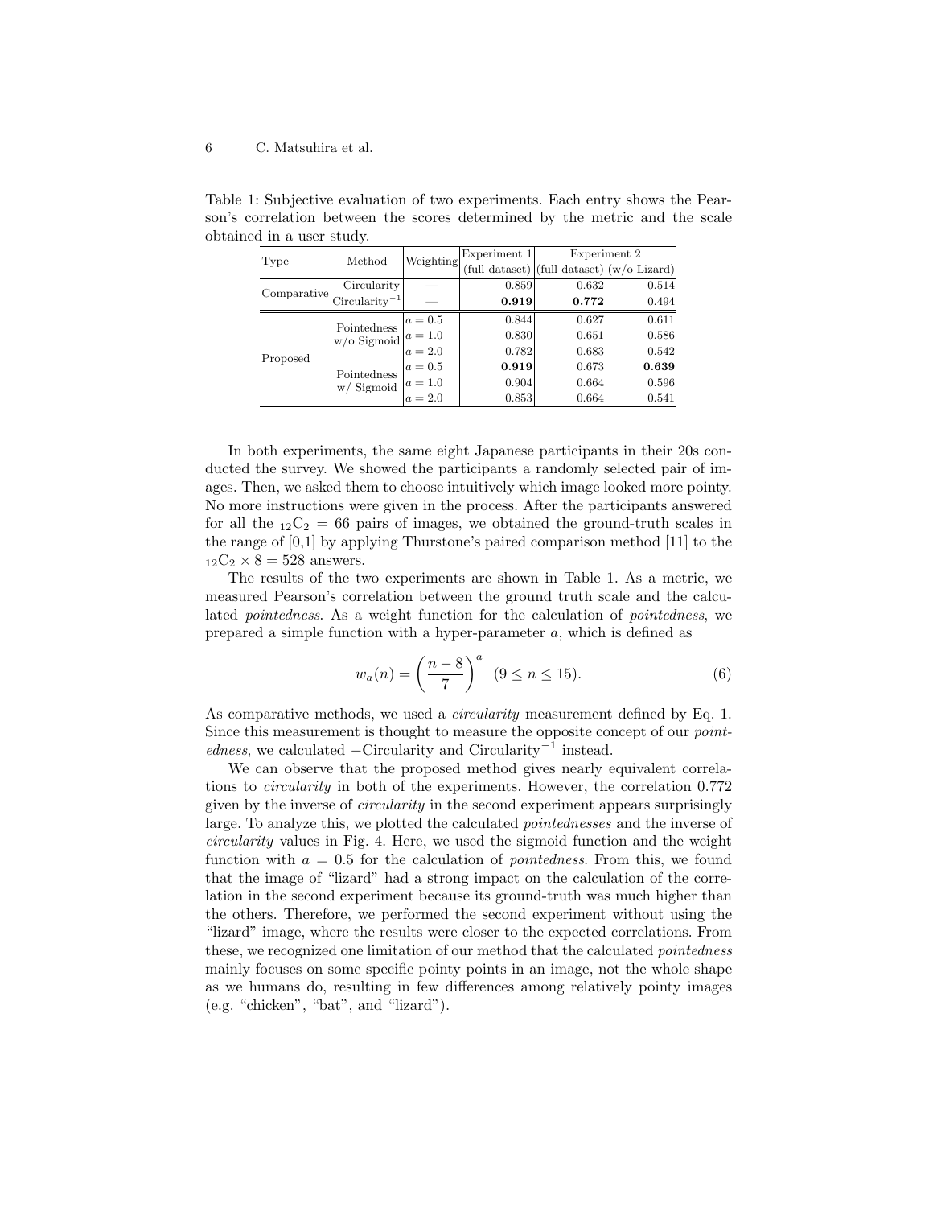Table 1: Subjective evaluation of two experiments. Each entry shows the Pearson's correlation between the scores determined by the metric and the scale obtained in a user study.

| Type | Method | Weighting | Experiment 1 | Experiment 2 | |
|---|---|---|---|---|---|
| | | | (full dataset) | (full dataset) | (w/o Lizard) |
| Comparative | $-$Circularity | — | 0.859 | 0.632 | 0.514 |
| | Circularity$^{-1}$ | — | **0.919** | **0.772** | 0.494 |
| Proposed | Pointedness w/o Sigmoid | $a = 0.5$ | 0.844 | 0.627 | 0.611 |
| | | $a = 1.0$ | 0.830 | 0.651 | 0.586 |
| | | $a = 2.0$ | 0.782 | 0.683 | 0.542 |
| | Pointedness w/ Sigmoid | $a = 0.5$ | **0.919** | 0.673 | **0.639** |
| | | $a = 1.0$ | 0.904 | 0.664 | 0.596 |
| | | $a = 2.0$ | 0.853 | 0.664 | 0.541 |

In both experiments, the same eight Japanese participants in their 20s conducted the survey. We showed the participants a randomly selected pair of images. Then, we asked them to choose intuitively which image looked more pointy. No more instructions were given in the process. After the participants answered for all the ${}_{12}\mathrm{C}_2 = 66$ pairs of images, we obtained the ground-truth scales in the range of [0,1] by applying Thurstone's paired comparison method [11] to the ${}_{12}\mathrm{C}_2 \times 8 = 528$ answers.

The results of the two experiments are shown in Table 1. As a metric, we measured Pearson's correlation between the ground truth scale and the calculated *pointedness*. As a weight function for the calculation of *pointedness*, we prepared a simple function with a hyper-parameter $a$, which is defined as

$$w_a(n) = \left(\frac{n-8}{7}\right)^a \quad (9 \leq n \leq 15). \tag{6}$$

As comparative methods, we used a *circularity* measurement defined by Eq. 1. Since this measurement is thought to measure the opposite concept of our *pointedness*, we calculated $-$Circularity and Circularity$^{-1}$ instead.

We can observe that the proposed method gives nearly equivalent correlations to *circularity* in both of the experiments. However, the correlation 0.772 given by the inverse of *circularity* in the second experiment appears surprisingly large. To analyze this, we plotted the calculated *pointednesses* and the inverse of *circularity* values in Fig. 4. Here, we used the sigmoid function and the weight function with $a = 0.5$ for the calculation of *pointedness*. From this, we found that the image of "lizard" had a strong impact on the calculation of the correlation in the second experiment because its ground-truth was much higher than the others. Therefore, we performed the second experiment without using the "lizard" image, where the results were closer to the expected correlations. From these, we recognized one limitation of our method that the calculated *pointedness* mainly focuses on some specific pointy points in an image, not the whole shape as we humans do, resulting in few differences among relatively pointy images (e.g. "chicken", "bat", and "lizard").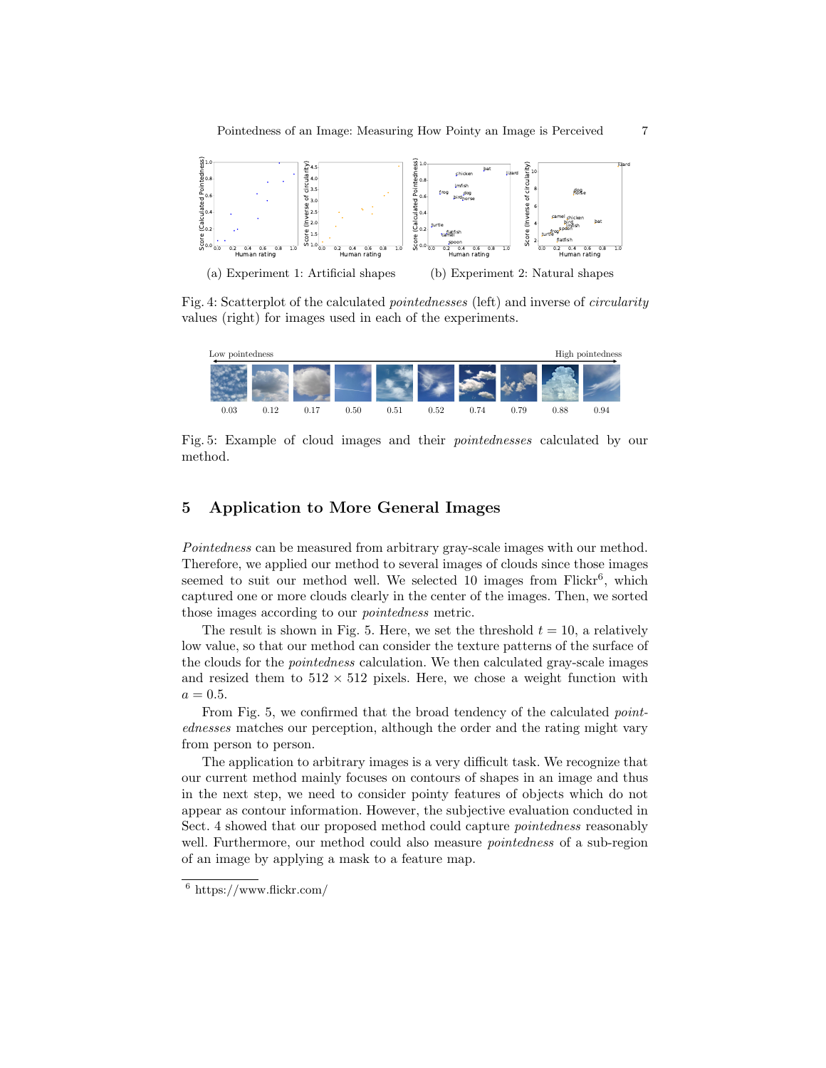(a) Experiment 1: Artificial shapes (b) Experiment 2: Natural shapes

Fig. 4: Scatterplot of the calculated *pointednesses* (left) and inverse of *circularity* values (right) for images used in each of the experiments.

Low pointedness — High pointedness

0.03 0.12 0.17 0.50 0.51 0.52 0.74 0.79 0.88 0.94

Fig. 5: Example of cloud images and their *pointednesses* calculated by our method.

## 5 Application to More General Images

*Pointedness* can be measured from arbitrary gray-scale images with our method. Therefore, we applied our method to several images of clouds since those images seemed to suit our method well. We selected 10 images from Flickr[6], which captured one or more clouds clearly in the center of the images. Then, we sorted those images according to our *pointedness* metric.

The result is shown in Fig. 5. Here, we set the threshold $t = 10$, a relatively low value, so that our method can consider the texture patterns of the surface of the clouds for the *pointedness* calculation. We then calculated gray-scale images and resized them to $512 \times 512$ pixels. Here, we chose a weight function with $a = 0.5$.

From Fig. 5, we confirmed that the broad tendency of the calculated *pointednesses* matches our perception, although the order and the rating might vary from person to person.

The application to arbitrary images is a very difficult task. We recognize that our current method mainly focuses on contours of shapes in an image and thus in the next step, we need to consider pointy features of objects which do not appear as contour information. However, the subjective evaluation conducted in Sect. 4 showed that our proposed method could capture *pointedness* reasonably well. Furthermore, our method could also measure *pointedness* of a sub-region of an image by applying a mask to a feature map.

[6] https://www.flickr.com/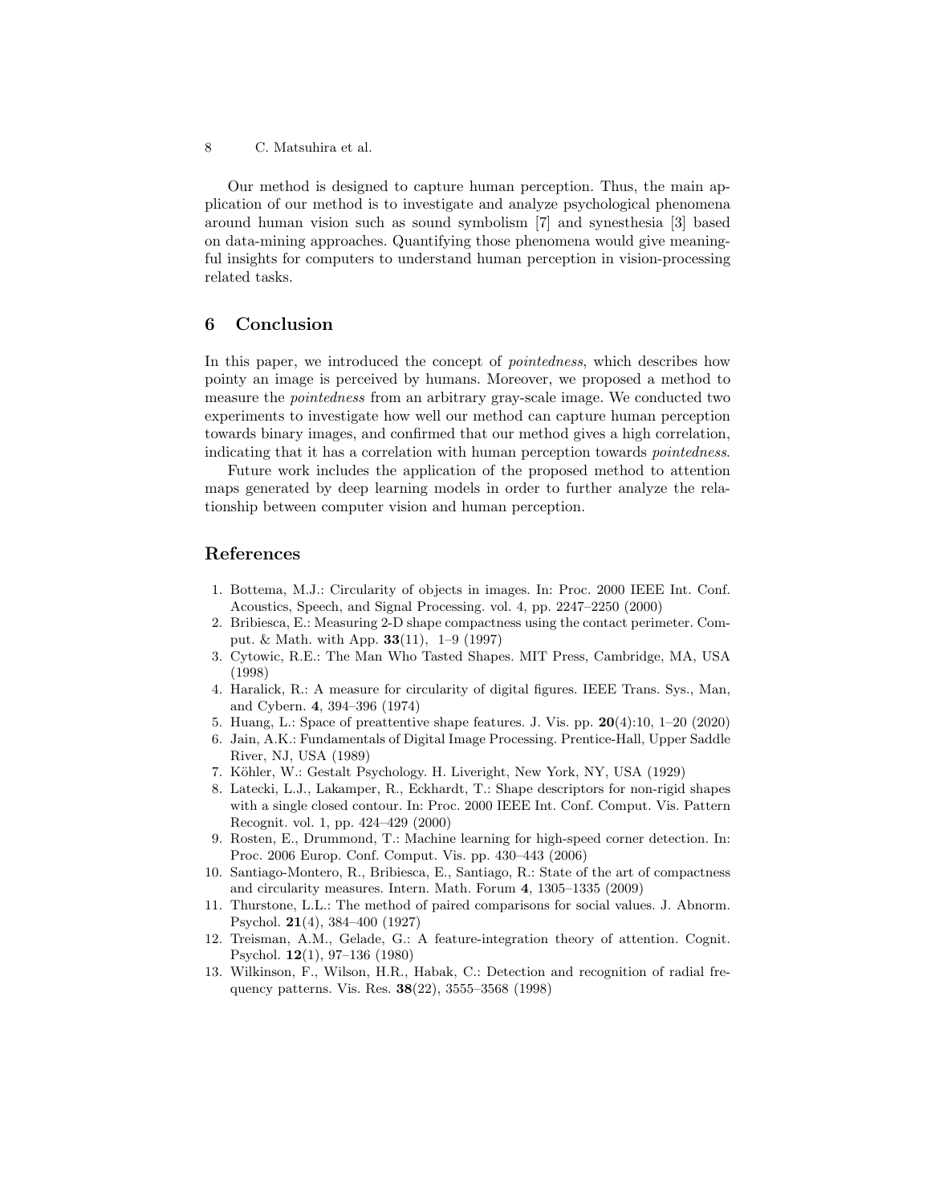Our method is designed to capture human perception. Thus, the main application of our method is to investigate and analyze psychological phenomena around human vision such as sound symbolism [7] and synesthesia [3] based on data-mining approaches. Quantifying those phenomena would give meaningful insights for computers to understand human perception in vision-processing related tasks.

## 6 Conclusion

In this paper, we introduced the concept of *pointedness*, which describes how pointy an image is perceived by humans. Moreover, we proposed a method to measure the *pointedness* from an arbitrary gray-scale image. We conducted two experiments to investigate how well our method can capture human perception towards binary images, and confirmed that our method gives a high correlation, indicating that it has a correlation with human perception towards *pointedness*.

Future work includes the application of the proposed method to attention maps generated by deep learning models in order to further analyze the relationship between computer vision and human perception.

## References

1. Bottema, M.J.: Circularity of objects in images. In: Proc. 2000 IEEE Int. Conf. Acoustics, Speech, and Signal Processing. vol. 4, pp. 2247–2250 (2000)
2. Bribiesca, E.: Measuring 2-D shape compactness using the contact perimeter. Comput. & Math. with App. **33**(11), 1–9 (1997)
3. Cytowic, R.E.: The Man Who Tasted Shapes. MIT Press, Cambridge, MA, USA (1998)
4. Haralick, R.: A measure for circularity of digital figures. IEEE Trans. Sys., Man, and Cybern. **4**, 394–396 (1974)
5. Huang, L.: Space of preattentive shape features. J. Vis. pp. **20**(4):10, 1–20 (2020)
6. Jain, A.K.: Fundamentals of Digital Image Processing. Prentice-Hall, Upper Saddle River, NJ, USA (1989)
7. Köhler, W.: Gestalt Psychology. H. Liveright, New York, NY, USA (1929)
8. Latecki, L.J., Lakamper, R., Eckhardt, T.: Shape descriptors for non-rigid shapes with a single closed contour. In: Proc. 2000 IEEE Int. Conf. Comput. Vis. Pattern Recognit. vol. 1, pp. 424–429 (2000)
9. Rosten, E., Drummond, T.: Machine learning for high-speed corner detection. In: Proc. 2006 Europ. Conf. Comput. Vis. pp. 430–443 (2006)
10. Santiago-Montero, R., Bribiesca, E., Santiago, R.: State of the art of compactness and circularity measures. Intern. Math. Forum **4**, 1305–1335 (2009)
11. Thurstone, L.L.: The method of paired comparisons for social values. J. Abnorm. Psychol. **21**(4), 384–400 (1927)
12. Treisman, A.M., Gelade, G.: A feature-integration theory of attention. Cognit. Psychol. **12**(1), 97–136 (1980)
13. Wilkinson, F., Wilson, H.R., Habak, C.: Detection and recognition of radial frequency patterns. Vis. Res. **38**(22), 3555–3568 (1998)